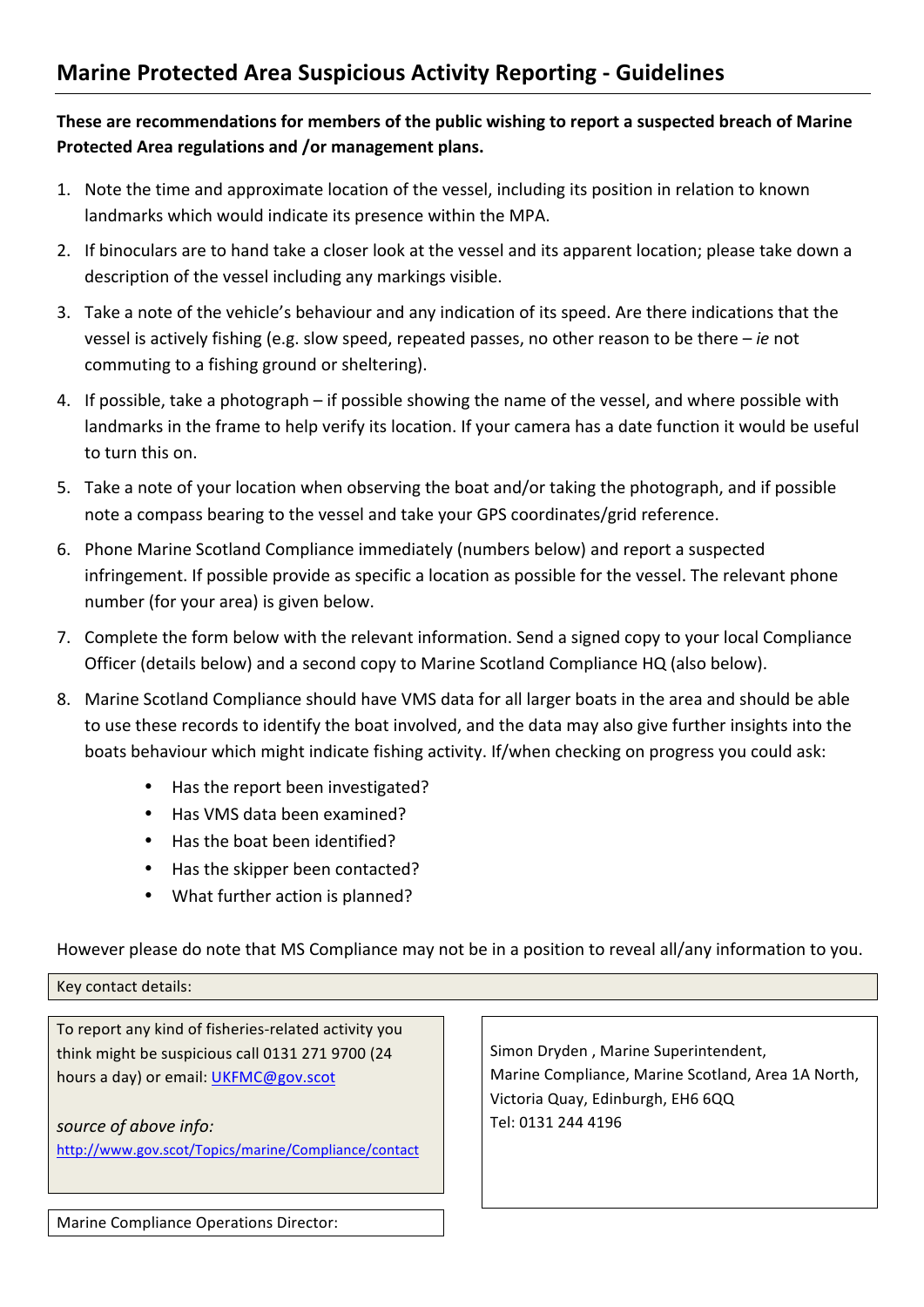# Marine Protected Area Suspicious Activity Reporting - Guidelines

**These are recommendations for members of the public wishing to report a suspected breach of Marine Protected Area regulations and /or management plans.**

1. Note the time and approximate location of the vessel, including its position in relation to known landmarks which would indicate its presence within the MPA.
2. If binoculars are to hand take a closer look at the vessel and its apparent location; please take down a description of the vessel including any markings visible.
3. Take a note of the vehicle's behaviour and any indication of its speed. Are there indications that the vessel is actively fishing (e.g. slow speed, repeated passes, no other reason to be there – *ie* not commuting to a fishing ground or sheltering).
4. If possible, take a photograph – if possible showing the name of the vessel, and where possible with landmarks in the frame to help verify its location. If your camera has a date function it would be useful to turn this on.
5. Take a note of your location when observing the boat and/or taking the photograph, and if possible note a compass bearing to the vessel and take your GPS coordinates/grid reference.
6. Phone Marine Scotland Compliance immediately (numbers below) and report a suspected infringement. If possible provide as specific a location as possible for the vessel. The relevant phone number (for your area) is given below.
7. Complete the form below with the relevant information. Send a signed copy to your local Compliance Officer (details below) and a second copy to Marine Scotland Compliance HQ (also below).
8. Marine Scotland Compliance should have VMS data for all larger boats in the area and should be able to use these records to identify the boat involved, and the data may also give further insights into the boats behaviour which might indicate fishing activity. If/when checking on progress you could ask:
    - Has the report been investigated?
    - Has VMS data been examined?
    - Has the boat been identified?
    - Has the skipper been contacted?
    - What further action is planned?

However please do note that MS Compliance may not be in a position to reveal all/any information to you.

Key contact details:

To report any kind of fisheries-related activity you think might be suspicious call 0131 271 9700 (24 hours a day) or email: UKFMC@gov.scot

*source of above info:*
http://www.gov.scot/Topics/marine/Compliance/contact

Simon Dryden , Marine Superintendent,
Marine Compliance, Marine Scotland, Area 1A North, Victoria Quay, Edinburgh, EH6 6QQ
Tel: 0131 244 4196

Marine Compliance Operations Director: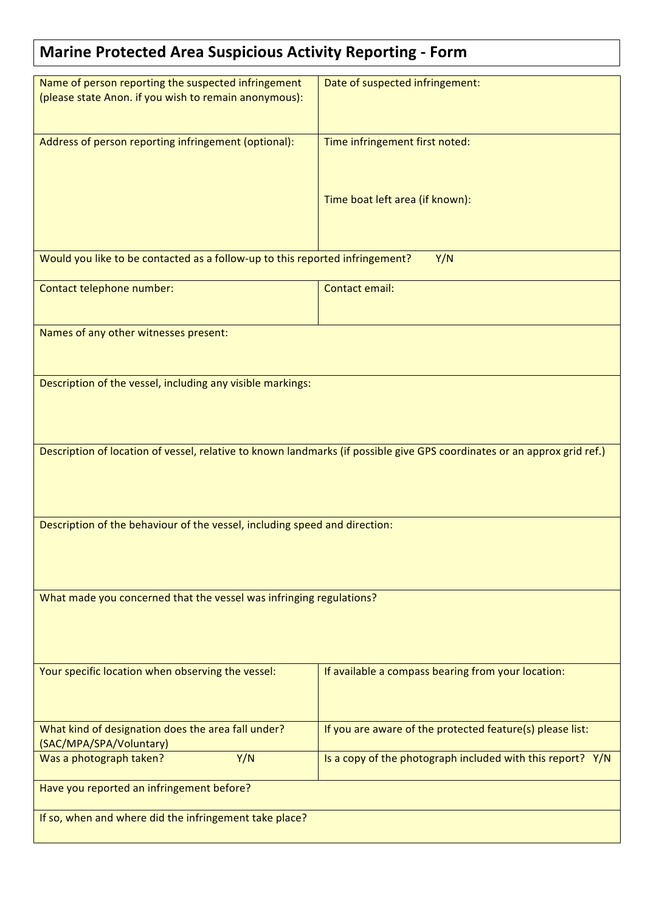# Marine Protected Area Suspicious Activity Reporting - Form

| | |
|---|---|
| Name of person reporting the suspected infringement (please state Anon. if you wish to remain anonymous): | Date of suspected infringement: |
| Address of person reporting infringement (optional): | Time infringement first noted:<br><br>Time boat left area (if known): |
| Would you like to be contacted as a follow-up to this reported infringement? Y/N | |
| Contact telephone number: | Contact email: |
| Names of any other witnesses present: | |
| Description of the vessel, including any visible markings: | |
| Description of location of vessel, relative to known landmarks (if possible give GPS coordinates or an approx grid ref.) | |
| Description of the behaviour of the vessel, including speed and direction: | |
| What made you concerned that the vessel was infringing regulations? | |
| Your specific location when observing the vessel: | If available a compass bearing from your location: |
| What kind of designation does the area fall under? (SAC/MPA/SPA/Voluntary) | If you are aware of the protected feature(s) please list: |
| Was a photograph taken? Y/N | Is a copy of the photograph included with this report? Y/N |
| Have you reported an infringement before? | |
| If so, when and where did the infringement take place? | |